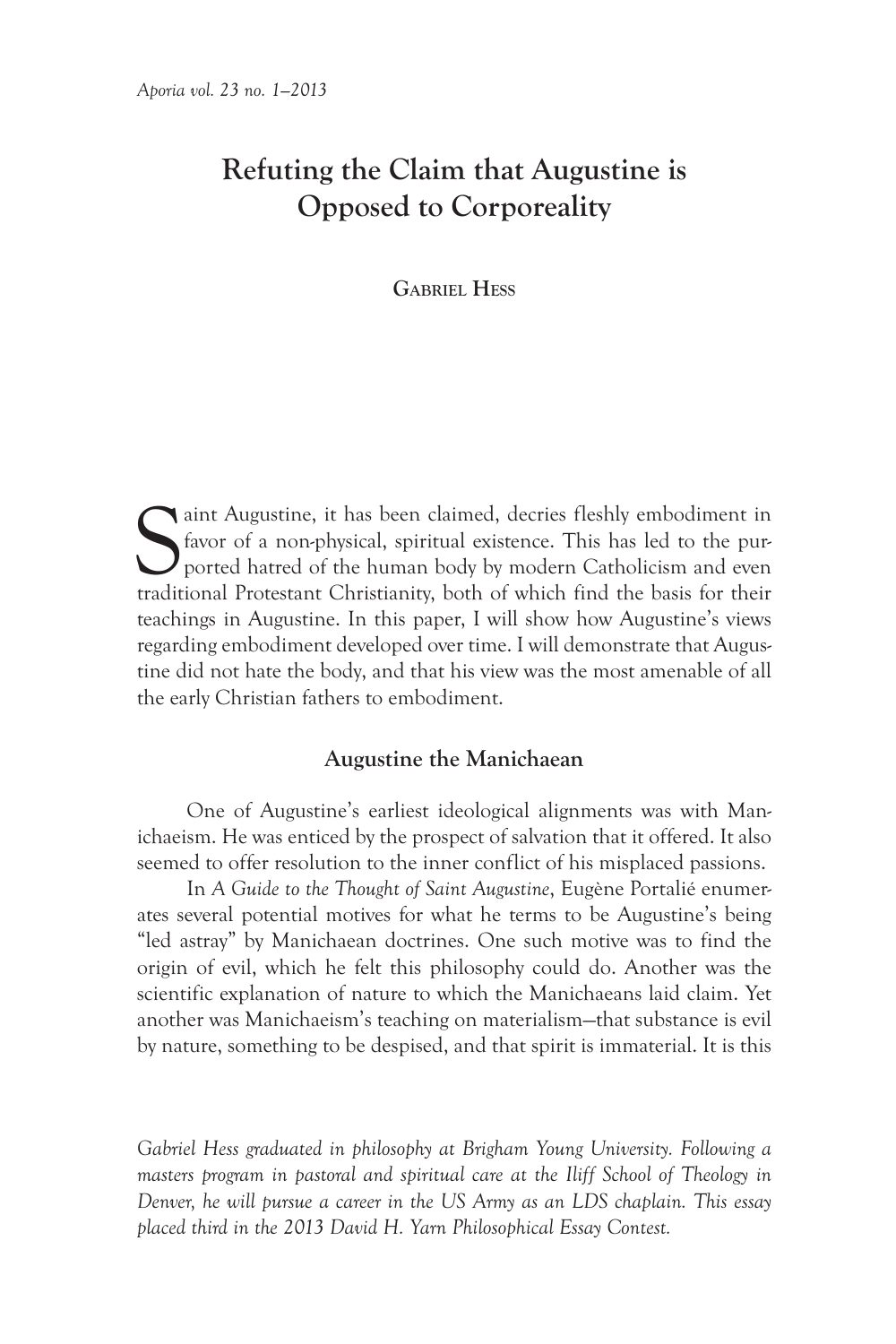# Refuting the Claim that Augustine is Opposed to Corporeality

Gabriel Hess

Saint Augustine, it has been claimed, decries fleshly embodiment in favor of a non-physical, spiritual existence. This has led to the purported hatred of the human body by modern Catholicism and even traditional Protestant Christianity, both of which find the basis for their teachings in Augustine. In this paper, I will show how Augustine's views regarding embodiment developed over time. I will demonstrate that Augustine did not hate the body, and that his view was the most amenable of all the early Christian fathers to embodiment.

## Augustine the Manichaean

One of Augustine's earliest ideological alignments was with Manichaeism. He was enticed by the prospect of salvation that it offered. It also seemed to offer resolution to the inner conflict of his misplaced passions.

In *A Guide to the Thought of Saint Augustine*, Eugène Portalié enumerates several potential motives for what he terms to be Augustine's being "led astray" by Manichaean doctrines. One such motive was to find the origin of evil, which he felt this philosophy could do. Another was the scientific explanation of nature to which the Manichaeans laid claim. Yet another was Manichaeism's teaching on materialism—that substance is evil by nature, something to be despised, and that spirit is immaterial. It is this

*Gabriel Hess graduated in philosophy at Brigham Young University. Following a masters program in pastoral and spiritual care at the Iliff School of Theology in Denver, he will pursue a career in the US Army as an LDS chaplain. This essay placed third in the 2013 David H. Yarn Philosophical Essay Contest.*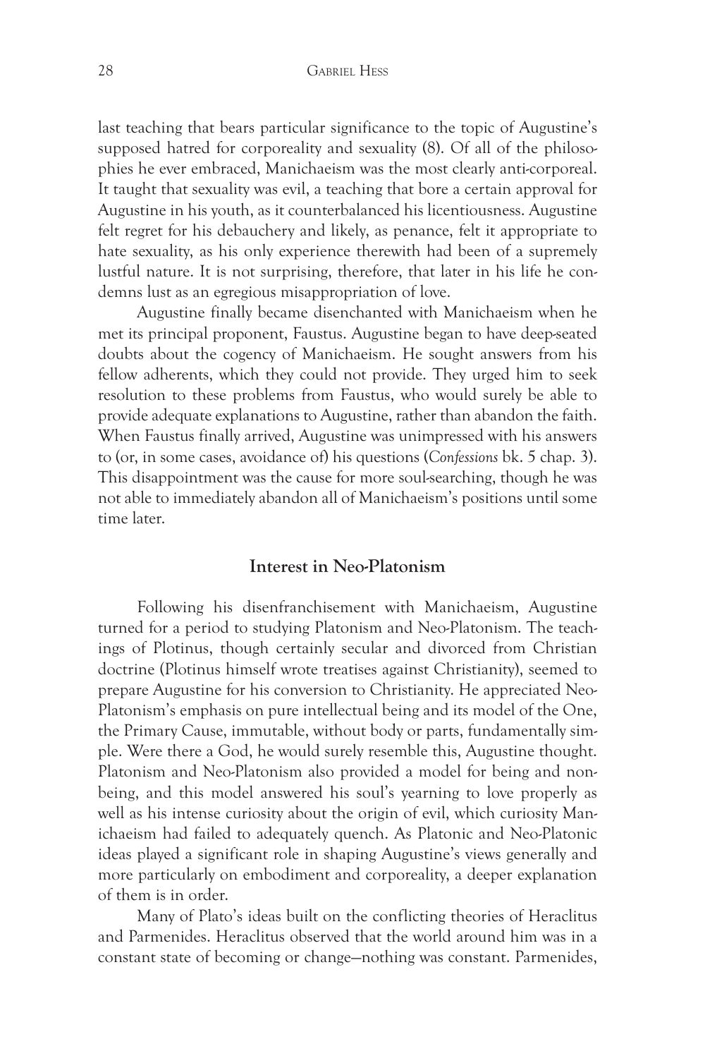last teaching that bears particular significance to the topic of Augustine's supposed hatred for corporeality and sexuality (8). Of all of the philosophies he ever embraced, Manichaeism was the most clearly anti-corporeal. It taught that sexuality was evil, a teaching that bore a certain approval for Augustine in his youth, as it counterbalanced his licentiousness. Augustine felt regret for his debauchery and likely, as penance, felt it appropriate to hate sexuality, as his only experience therewith had been of a supremely lustful nature. It is not surprising, therefore, that later in his life he condemns lust as an egregious misappropriation of love.

Augustine finally became disenchanted with Manichaeism when he met its principal proponent, Faustus. Augustine began to have deep-seated doubts about the cogency of Manichaeism. He sought answers from his fellow adherents, which they could not provide. They urged him to seek resolution to these problems from Faustus, who would surely be able to provide adequate explanations to Augustine, rather than abandon the faith. When Faustus finally arrived, Augustine was unimpressed with his answers to (or, in some cases, avoidance of) his questions (*Confessions* bk. 5 chap. 3). This disappointment was the cause for more soul-searching, though he was not able to immediately abandon all of Manichaeism's positions until some time later.

## Interest in Neo-Platonism

Following his disenfranchisement with Manichaeism, Augustine turned for a period to studying Platonism and Neo-Platonism. The teachings of Plotinus, though certainly secular and divorced from Christian doctrine (Plotinus himself wrote treatises against Christianity), seemed to prepare Augustine for his conversion to Christianity. He appreciated Neo-Platonism's emphasis on pure intellectual being and its model of the One, the Primary Cause, immutable, without body or parts, fundamentally simple. Were there a God, he would surely resemble this, Augustine thought. Platonism and Neo-Platonism also provided a model for being and non-being, and this model answered his soul's yearning to love properly as well as his intense curiosity about the origin of evil, which curiosity Manichaeism had failed to adequately quench. As Platonic and Neo-Platonic ideas played a significant role in shaping Augustine's views generally and more particularly on embodiment and corporeality, a deeper explanation of them is in order.

Many of Plato's ideas built on the conflicting theories of Heraclitus and Parmenides. Heraclitus observed that the world around him was in a constant state of becoming or change—nothing was constant. Parmenides,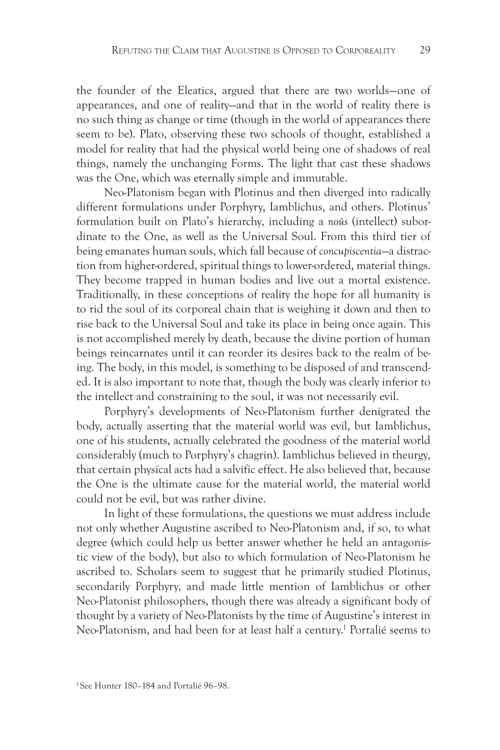the founder of the Eleatics, argued that there are two worlds—one of appearances, and one of reality—and that in the world of reality there is no such thing as change or time (though in the world of appearances there seem to be). Plato, observing these two schools of thought, established a model for reality that had the physical world being one of shadows of real things, namely the unchanging Forms. The light that cast these shadows was the One, which was eternally simple and immutable.

Neo-Platonism began with Plotinus and then diverged into radically different formulations under Porphyry, Iamblichus, and others. Plotinus' formulation built on Plato's hierarchy, including a *noûs* (intellect) subordinate to the One, as well as the Universal Soul. From this third tier of being emanates human souls, which fall because of *concupiscentia*—a distraction from higher-ordered, spiritual things to lower-ordered, material things. They become trapped in human bodies and live out a mortal existence. Traditionally, in these conceptions of reality the hope for all humanity is to rid the soul of its corporeal chain that is weighing it down and then to rise back to the Universal Soul and take its place in being once again. This is not accomplished merely by death, because the divine portion of human beings reincarnates until it can reorder its desires back to the realm of being. The body, in this model, is something to be disposed of and transcended. It is also important to note that, though the body was clearly inferior to the intellect and constraining to the soul, it was not necessarily evil.

Porphyry's developments of Neo-Platonism further denigrated the body, actually asserting that the material world was evil, but Iamblichus, one of his students, actually celebrated the goodness of the material world considerably (much to Porphyry's chagrin). Iamblichus believed in theurgy, that certain physical acts had a salvific effect. He also believed that, because the One is the ultimate cause for the material world, the material world could not be evil, but was rather divine.

In light of these formulations, the questions we must address include not only whether Augustine ascribed to Neo-Platonism and, if so, to what degree (which could help us better answer whether he held an antagonistic view of the body), but also to which formulation of Neo-Platonism he ascribed to. Scholars seem to suggest that he primarily studied Plotinus, secondarily Porphyry, and made little mention of Iamblichus or other Neo-Platonist philosophers, though there was already a significant body of thought by a variety of Neo-Platonists by the time of Augustine's interest in Neo-Platonism, and had been for at least half a century.[1] Portalié seems to

[1]See Hunter 180–184 and Portalié 96–98.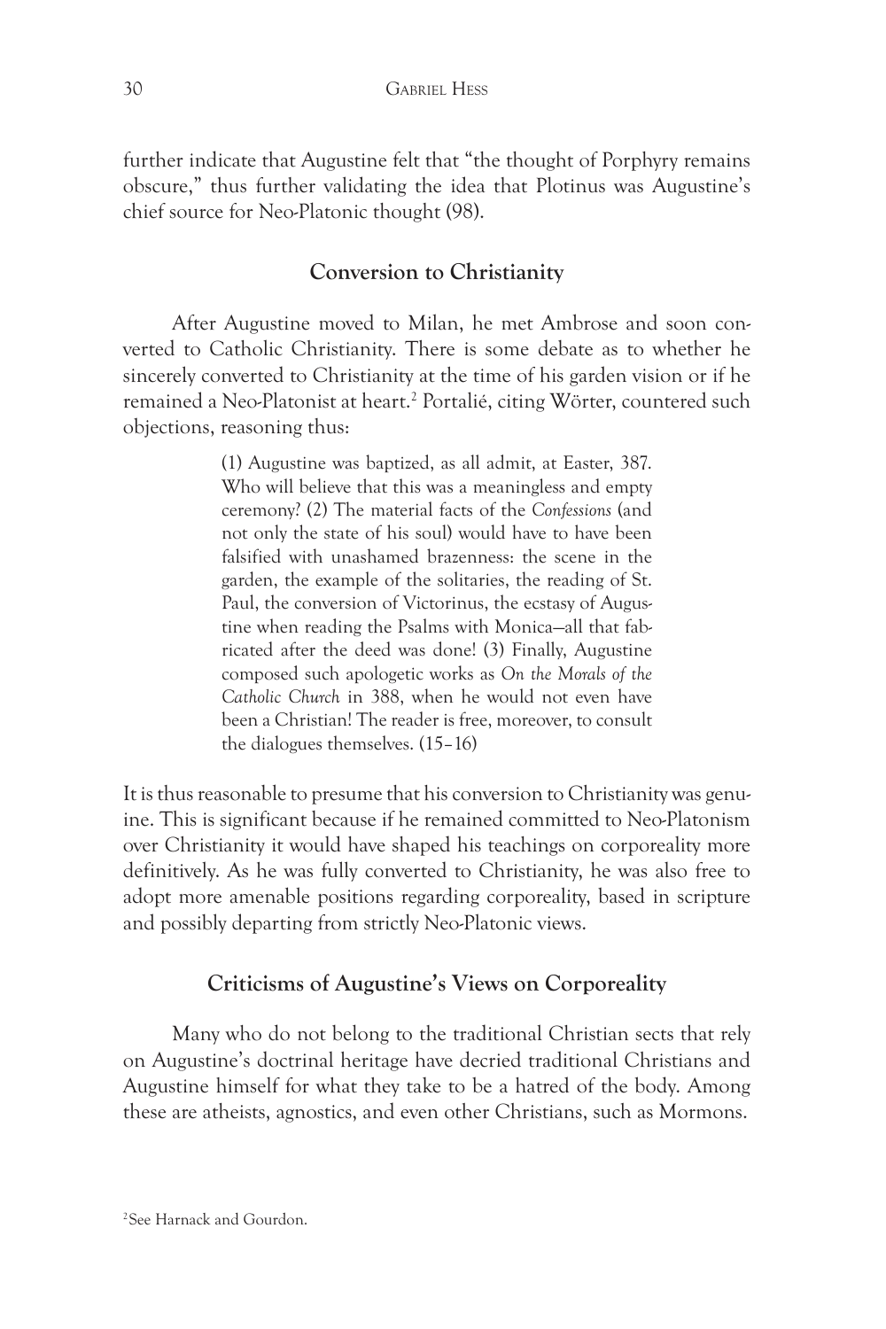further indicate that Augustine felt that "the thought of Porphyry remains obscure," thus further validating the idea that Plotinus was Augustine's chief source for Neo-Platonic thought (98).

## Conversion to Christianity

After Augustine moved to Milan, he met Ambrose and soon converted to Catholic Christianity. There is some debate as to whether he sincerely converted to Christianity at the time of his garden vision or if he remained a Neo-Platonist at heart.[2] Portalié, citing Wörter, countered such objections, reasoning thus:

> (1) Augustine was baptized, as all admit, at Easter, 387. Who will believe that this was a meaningless and empty ceremony? (2) The material facts of the *Confessions* (and not only the state of his soul) would have to have been falsified with unashamed brazenness: the scene in the garden, the example of the solitaries, the reading of St. Paul, the conversion of Victorinus, the ecstasy of Augustine when reading the Psalms with Monica—all that fabricated after the deed was done! (3) Finally, Augustine composed such apologetic works as *On the Morals of the Catholic Church* in 388, when he would not even have been a Christian! The reader is free, moreover, to consult the dialogues themselves. (15–16)

It is thus reasonable to presume that his conversion to Christianity was genuine. This is significant because if he remained committed to Neo-Platonism over Christianity it would have shaped his teachings on corporeality more definitively. As he was fully converted to Christianity, he was also free to adopt more amenable positions regarding corporeality, based in scripture and possibly departing from strictly Neo-Platonic views.

## Criticisms of Augustine's Views on Corporeality

Many who do not belong to the traditional Christian sects that rely on Augustine's doctrinal heritage have decried traditional Christians and Augustine himself for what they take to be a hatred of the body. Among these are atheists, agnostics, and even other Christians, such as Mormons.

[2] See Harnack and Gourdon.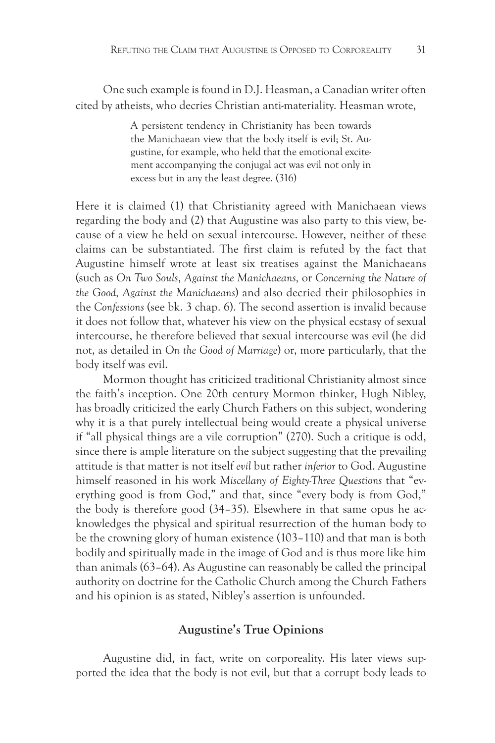One such example is found in D.J. Heasman, a Canadian writer often cited by atheists, who decries Christian anti-materiality. Heasman wrote,

> A persistent tendency in Christianity has been towards the Manichaean view that the body itself is evil; St. Augustine, for example, who held that the emotional excitement accompanying the conjugal act was evil not only in excess but in any the least degree. (316)

Here it is claimed (1) that Christianity agreed with Manichaean views regarding the body and (2) that Augustine was also party to this view, because of a view he held on sexual intercourse. However, neither of these claims can be substantiated. The first claim is refuted by the fact that Augustine himself wrote at least six treatises against the Manichaeans (such as *On Two Souls*, *Against the Manichaeans,* or *Concerning the Nature of the Good, Against the Manichaeans*) and also decried their philosophies in the *Confessions* (see bk. 3 chap. 6). The second assertion is invalid because it does not follow that, whatever his view on the physical ecstasy of sexual intercourse, he therefore believed that sexual intercourse was evil (he did not, as detailed in *On the Good of Marriage*) or, more particularly, that the body itself was evil.

Mormon thought has criticized traditional Christianity almost since the faith's inception. One 20th century Mormon thinker, Hugh Nibley, has broadly criticized the early Church Fathers on this subject, wondering why it is a that purely intellectual being would create a physical universe if "all physical things are a vile corruption" (270). Such a critique is odd, since there is ample literature on the subject suggesting that the prevailing attitude is that matter is not itself *evil* but rather *inferior* to God. Augustine himself reasoned in his work *Miscellany of Eighty-Three Questions* that "everything good is from God," and that, since "every body is from God," the body is therefore good (34–35). Elsewhere in that same opus he acknowledges the physical and spiritual resurrection of the human body to be the crowning glory of human existence (103–110) and that man is both bodily and spiritually made in the image of God and is thus more like him than animals (63–64). As Augustine can reasonably be called the principal authority on doctrine for the Catholic Church among the Church Fathers and his opinion is as stated, Nibley's assertion is unfounded.

## Augustine's True Opinions

Augustine did, in fact, write on corporeality. His later views supported the idea that the body is not evil, but that a corrupt body leads to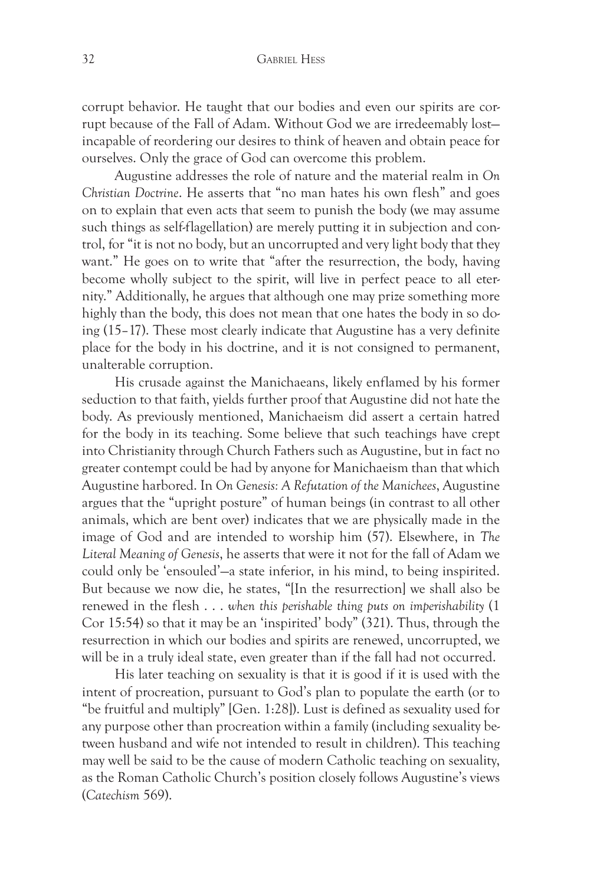corrupt behavior. He taught that our bodies and even our spirits are corrupt because of the Fall of Adam. Without God we are irredeemably lost—incapable of reordering our desires to think of heaven and obtain peace for ourselves. Only the grace of God can overcome this problem.

Augustine addresses the role of nature and the material realm in *On Christian Doctrine*. He asserts that "no man hates his own flesh" and goes on to explain that even acts that seem to punish the body (we may assume such things as self-flagellation) are merely putting it in subjection and control, for "it is not no body, but an uncorrupted and very light body that they want." He goes on to write that "after the resurrection, the body, having become wholly subject to the spirit, will live in perfect peace to all eternity." Additionally, he argues that although one may prize something more highly than the body, this does not mean that one hates the body in so doing (15–17). These most clearly indicate that Augustine has a very definite place for the body in his doctrine, and it is not consigned to permanent, unalterable corruption.

His crusade against the Manichaeans, likely enflamed by his former seduction to that faith, yields further proof that Augustine did not hate the body. As previously mentioned, Manichaeism did assert a certain hatred for the body in its teaching. Some believe that such teachings have crept into Christianity through Church Fathers such as Augustine, but in fact no greater contempt could be had by anyone for Manichaeism than that which Augustine harbored. In *On Genesis: A Refutation of the Manichees*, Augustine argues that the "upright posture" of human beings (in contrast to all other animals, which are bent over) indicates that we are physically made in the image of God and are intended to worship him (57). Elsewhere, in *The Literal Meaning of Genesis*, he asserts that were it not for the fall of Adam we could only be 'ensouled'—a state inferior, in his mind, to being inspirited. But because we now die, he states, "[In the resurrection] we shall also be renewed in the flesh . . . *when this perishable thing puts on imperishability* (1 Cor 15:54) so that it may be an 'inspirited' body" (321). Thus, through the resurrection in which our bodies and spirits are renewed, uncorrupted, we will be in a truly ideal state, even greater than if the fall had not occurred.

His later teaching on sexuality is that it is good if it is used with the intent of procreation, pursuant to God's plan to populate the earth (or to "be fruitful and multiply" [Gen. 1:28]). Lust is defined as sexuality used for any purpose other than procreation within a family (including sexuality between husband and wife not intended to result in children). This teaching may well be said to be the cause of modern Catholic teaching on sexuality, as the Roman Catholic Church's position closely follows Augustine's views (*Catechism* 569).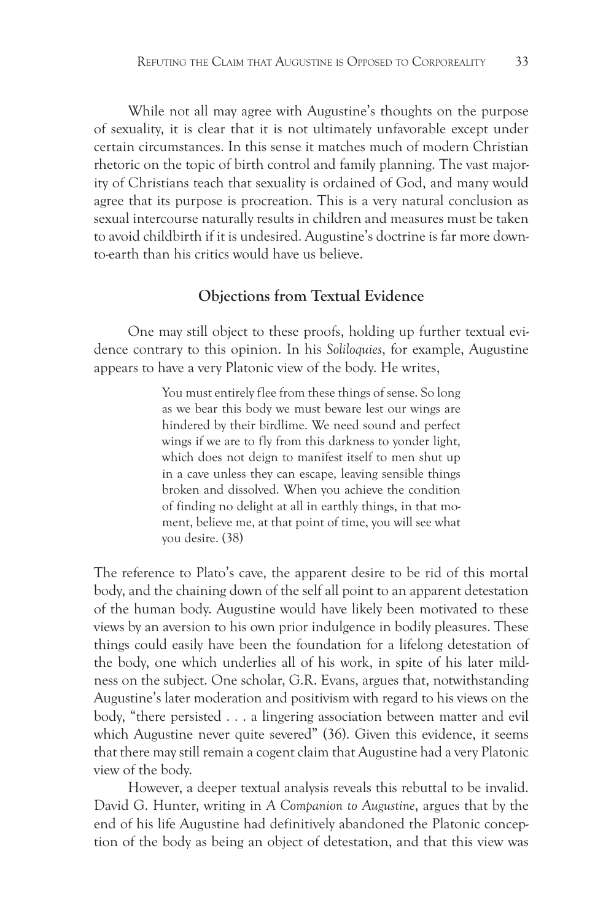While not all may agree with Augustine's thoughts on the purpose of sexuality, it is clear that it is not ultimately unfavorable except under certain circumstances. In this sense it matches much of modern Christian rhetoric on the topic of birth control and family planning. The vast majority of Christians teach that sexuality is ordained of God, and many would agree that its purpose is procreation. This is a very natural conclusion as sexual intercourse naturally results in children and measures must be taken to avoid childbirth if it is undesired. Augustine's doctrine is far more down-to-earth than his critics would have us believe.

## Objections from Textual Evidence

One may still object to these proofs, holding up further textual evidence contrary to this opinion. In his *Soliloquies*, for example, Augustine appears to have a very Platonic view of the body. He writes,

> You must entirely flee from these things of sense. So long as we bear this body we must beware lest our wings are hindered by their birdlime. We need sound and perfect wings if we are to fly from this darkness to yonder light, which does not deign to manifest itself to men shut up in a cave unless they can escape, leaving sensible things broken and dissolved. When you achieve the condition of finding no delight at all in earthly things, in that moment, believe me, at that point of time, you will see what you desire. (38)

The reference to Plato's cave, the apparent desire to be rid of this mortal body, and the chaining down of the self all point to an apparent detestation of the human body. Augustine would have likely been motivated to these views by an aversion to his own prior indulgence in bodily pleasures. These things could easily have been the foundation for a lifelong detestation of the body, one which underlies all of his work, in spite of his later mildness on the subject. One scholar, G.R. Evans, argues that, notwithstanding Augustine's later moderation and positivism with regard to his views on the body, "there persisted . . . a lingering association between matter and evil which Augustine never quite severed" (36). Given this evidence, it seems that there may still remain a cogent claim that Augustine had a very Platonic view of the body.

However, a deeper textual analysis reveals this rebuttal to be invalid. David G. Hunter, writing in *A Companion to Augustine*, argues that by the end of his life Augustine had definitively abandoned the Platonic conception of the body as being an object of detestation, and that this view was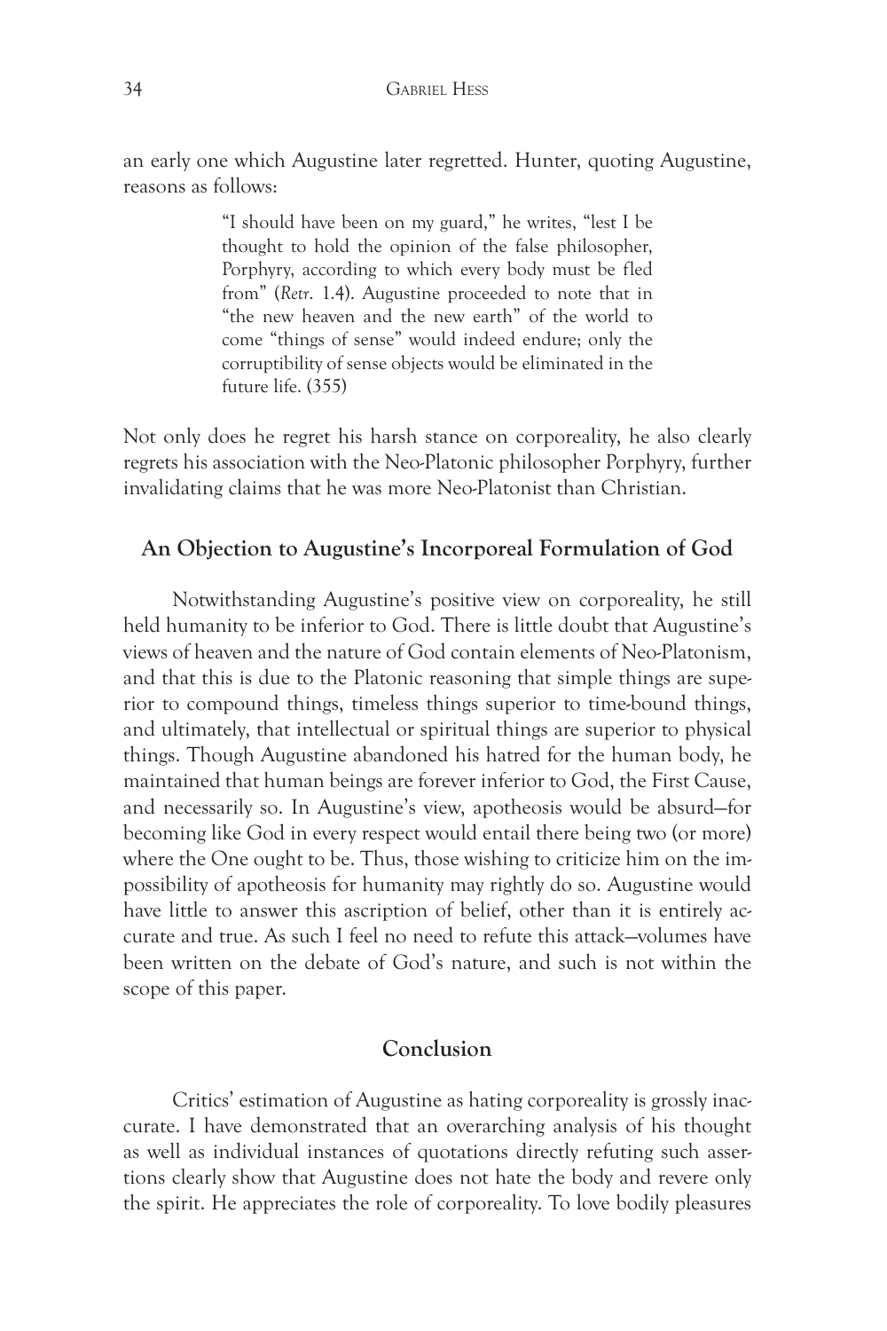an early one which Augustine later regretted. Hunter, quoting Augustine, reasons as follows:

> "I should have been on my guard," he writes, "lest I be thought to hold the opinion of the false philosopher, Porphyry, according to which every body must be fled from" (*Retr.* 1.4). Augustine proceeded to note that in "the new heaven and the new earth" of the world to come "things of sense" would indeed endure; only the corruptibility of sense objects would be eliminated in the future life. (355)

Not only does he regret his harsh stance on corporeality, he also clearly regrets his association with the Neo-Platonic philosopher Porphyry, further invalidating claims that he was more Neo-Platonist than Christian.

## An Objection to Augustine's Incorporeal Formulation of God

Notwithstanding Augustine's positive view on corporeality, he still held humanity to be inferior to God. There is little doubt that Augustine's views of heaven and the nature of God contain elements of Neo-Platonism, and that this is due to the Platonic reasoning that simple things are superior to compound things, timeless things superior to time-bound things, and ultimately, that intellectual or spiritual things are superior to physical things. Though Augustine abandoned his hatred for the human body, he maintained that human beings are forever inferior to God, the First Cause, and necessarily so. In Augustine's view, apotheosis would be absurd—for becoming like God in every respect would entail there being two (or more) where the One ought to be. Thus, those wishing to criticize him on the impossibility of apotheosis for humanity may rightly do so. Augustine would have little to answer this ascription of belief, other than it is entirely accurate and true. As such I feel no need to refute this attack—volumes have been written on the debate of God's nature, and such is not within the scope of this paper.

## Conclusion

Critics' estimation of Augustine as hating corporeality is grossly inaccurate. I have demonstrated that an overarching analysis of his thought as well as individual instances of quotations directly refuting such assertions clearly show that Augustine does not hate the body and revere only the spirit. He appreciates the role of corporeality. To love bodily pleasures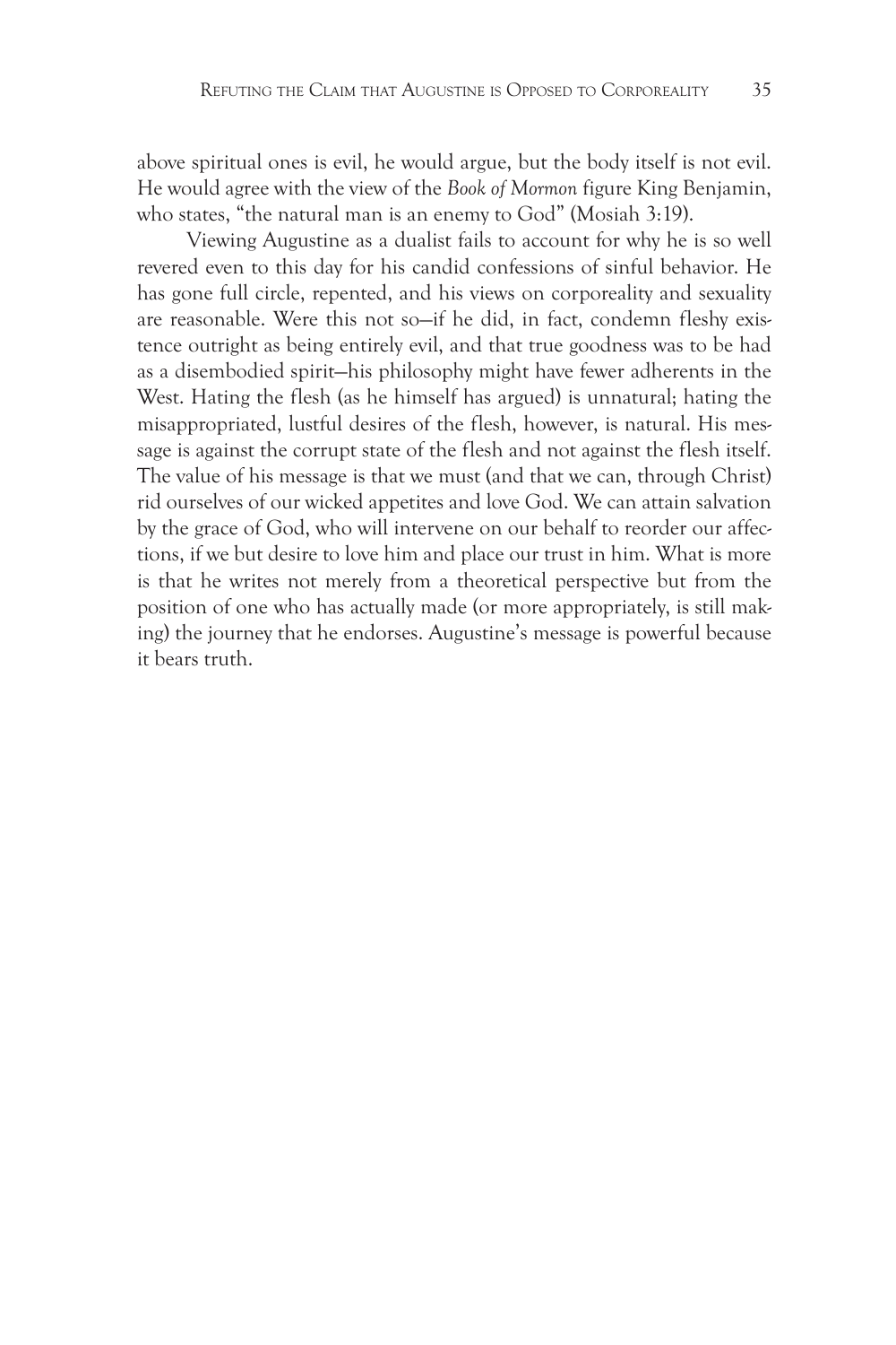above spiritual ones is evil, he would argue, but the body itself is not evil. He would agree with the view of the *Book of Mormon* figure King Benjamin, who states, "the natural man is an enemy to God" (Mosiah 3:19).

Viewing Augustine as a dualist fails to account for why he is so well revered even to this day for his candid confessions of sinful behavior. He has gone full circle, repented, and his views on corporeality and sexuality are reasonable. Were this not so—if he did, in fact, condemn fleshy existence outright as being entirely evil, and that true goodness was to be had as a disembodied spirit—his philosophy might have fewer adherents in the West. Hating the flesh (as he himself has argued) is unnatural; hating the misappropriated, lustful desires of the flesh, however, is natural. His message is against the corrupt state of the flesh and not against the flesh itself. The value of his message is that we must (and that we can, through Christ) rid ourselves of our wicked appetites and love God. We can attain salvation by the grace of God, who will intervene on our behalf to reorder our affections, if we but desire to love him and place our trust in him. What is more is that he writes not merely from a theoretical perspective but from the position of one who has actually made (or more appropriately, is still making) the journey that he endorses. Augustine's message is powerful because it bears truth.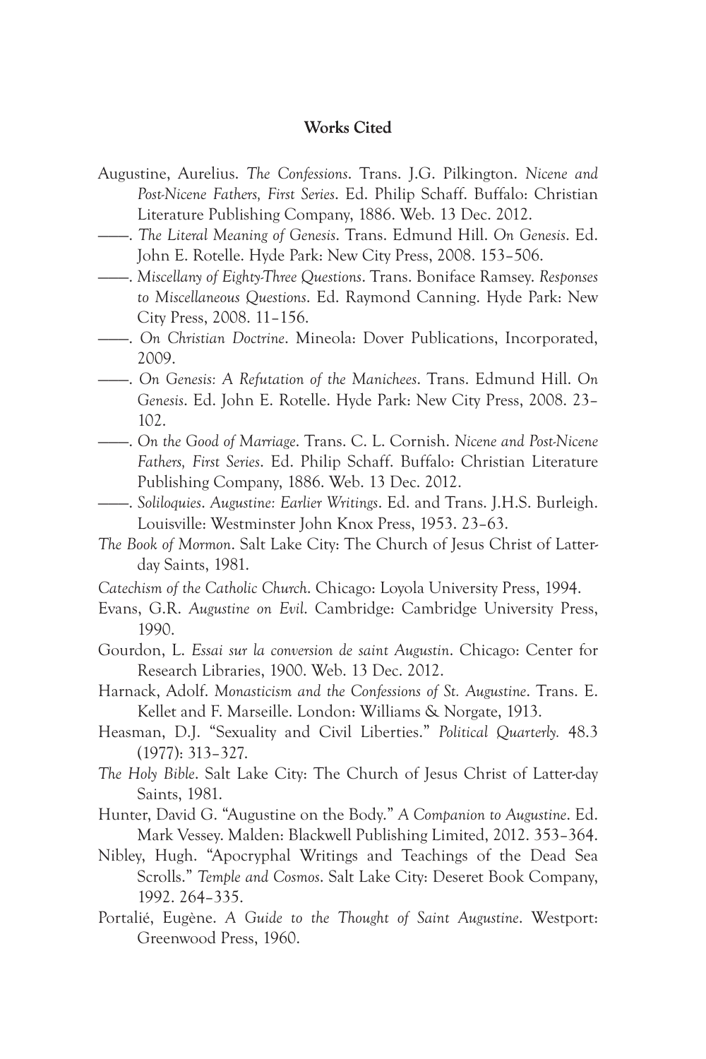**Works Cited**

Augustine, Aurelius. *The Confessions*. Trans. J.G. Pilkington. *Nicene and Post-Nicene Fathers, First Series*. Ed. Philip Schaff. Buffalo: Christian Literature Publishing Company, 1886. Web. 13 Dec. 2012.

——. *The Literal Meaning of Genesis*. Trans. Edmund Hill. *On Genesis*. Ed. John E. Rotelle. Hyde Park: New City Press, 2008. 153–506.

——. *Miscellany of Eighty-Three Questions*. Trans. Boniface Ramsey. *Responses to Miscellaneous Questions*. Ed. Raymond Canning. Hyde Park: New City Press, 2008. 11–156.

——. *On Christian Doctrine*. Mineola: Dover Publications, Incorporated, 2009.

——. *On Genesis: A Refutation of the Manichees*. Trans. Edmund Hill. *On Genesis*. Ed. John E. Rotelle. Hyde Park: New City Press, 2008. 23–102.

——. *On the Good of Marriage*. Trans. C. L. Cornish. *Nicene and Post-Nicene Fathers, First Series*. Ed. Philip Schaff. Buffalo: Christian Literature Publishing Company, 1886. Web. 13 Dec. 2012.

——. *Soliloquies*. *Augustine: Earlier Writings*. Ed. and Trans. J.H.S. Burleigh. Louisville: Westminster John Knox Press, 1953. 23–63.

*The Book of Mormon*. Salt Lake City: The Church of Jesus Christ of Latter-day Saints, 1981.

*Catechism of the Catholic Church*. Chicago: Loyola University Press, 1994.

Evans, G.R. *Augustine on Evil*. Cambridge: Cambridge University Press, 1990.

Gourdon, L. *Essai sur la conversion de saint Augustin*. Chicago: Center for Research Libraries, 1900. Web. 13 Dec. 2012.

Harnack, Adolf. *Monasticism and the Confessions of St. Augustine*. Trans. E. Kellet and F. Marseille. London: Williams & Norgate, 1913.

Heasman, D.J. "Sexuality and Civil Liberties." *Political Quarterly.* 48.3 (1977): 313–327.

*The Holy Bible*. Salt Lake City: The Church of Jesus Christ of Latter-day Saints, 1981.

Hunter, David G. "Augustine on the Body." *A Companion to Augustine*. Ed. Mark Vessey. Malden: Blackwell Publishing Limited, 2012. 353–364.

Nibley, Hugh. "Apocryphal Writings and Teachings of the Dead Sea Scrolls." *Temple and Cosmos*. Salt Lake City: Deseret Book Company, 1992. 264–335.

Portalié, Eugène. *A Guide to the Thought of Saint Augustine*. Westport: Greenwood Press, 1960.